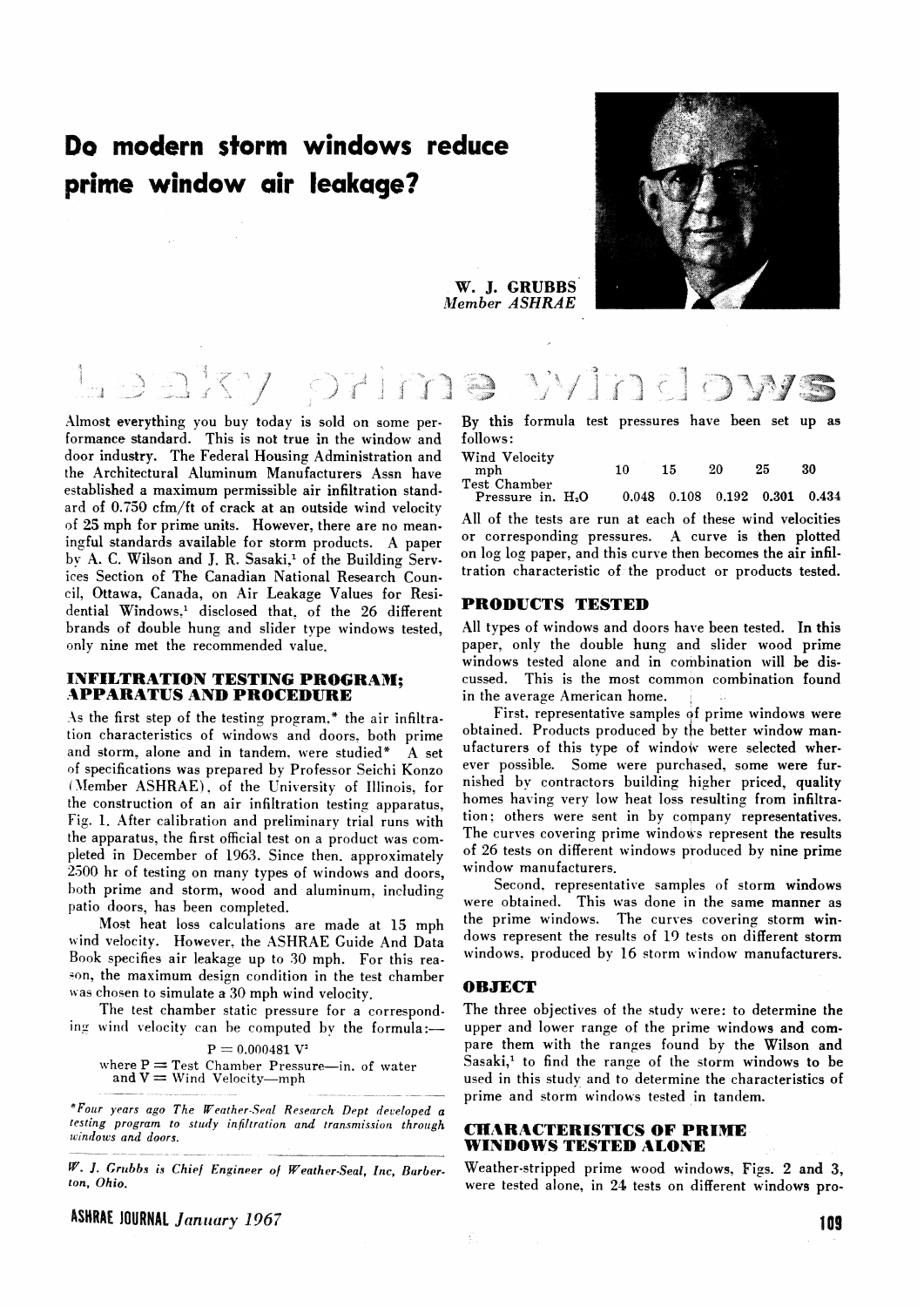# Do modern storm windows reduce prime window air leakage?

W. J. GRUBBS
*Member ASHRAE*

## Leaky prime windows

Almost everything you buy today is sold on some performance standard. This is not true in the window and door industry. The Federal Housing Administration and the Architectural Aluminum Manufacturers Assn have established a maximum permissible air infiltration standard of 0.750 cfm/ft of crack at an outside wind velocity of 25 mph for prime units. However, there are no meaningful standards available for storm products. A paper by A. C. Wilson and J. R. Sasaki,[1] of the Building Services Section of The Canadian National Research Council, Ottawa, Canada, on Air Leakage Values for Residential Windows,[1] disclosed that, of the 26 different brands of double hung and slider type windows tested, only nine met the recommended value.

### INFILTRATION TESTING PROGRAM; APPARATUS AND PROCEDURE

As the first step of the testing program,* the air infiltration characteristics of windows and doors, both prime and storm, alone and in tandem, were studied* A set of specifications was prepared by Professor Seichi Konzo (Member ASHRAE), of the University of Illinois, for the construction of an air infiltration testing apparatus, Fig. 1. After calibration and preliminary trial runs with the apparatus, the first official test on a product was completed in December of 1963. Since then, approximately 2500 hr of testing on many types of windows and doors, both prime and storm, wood and aluminum, including patio doors, has been completed.

Most heat loss calculations are made at 15 mph wind velocity. However, the ASHRAE Guide And Data Book specifies air leakage up to 30 mph. For this reason, the maximum design condition in the test chamber was chosen to simulate a 30 mph wind velocity.

The test chamber static pressure for a corresponding wind velocity can be computed by the formula:—

$$P = 0.000481\ V^2$$

where P = Test Chamber Pressure—in. of water
and V = Wind Velocity—mph

*Four years ago The Weather-Seal Research Dept developed a testing program to study infiltration and transmission through windows and doors.*

*W. J. Grubbs is Chief Engineer of Weather-Seal, Inc, Barberton, Ohio.*

By this formula test pressures have been set up as follows:

| Wind Velocity mph | 10 | 15 | 20 | 25 | 30 |
|---|---|---|---|---|---|
| Test Chamber Pressure in. $H_2O$ | 0.048 | 0.108 | 0.192 | 0.301 | 0.434 |

All of the tests are run at each of these wind velocities or corresponding pressures. A curve is then plotted on log log paper, and this curve then becomes the air infiltration characteristic of the product or products tested.

### PRODUCTS TESTED

All types of windows and doors have been tested. In this paper, only the double hung and slider wood prime windows tested alone and in combination will be discussed. This is the most common combination found in the average American home.

First, representative samples of prime windows were obtained. Products produced by the better window manufacturers of this type of window were selected wherever possible. Some were purchased, some were furnished by contractors building higher priced, quality homes having very low heat loss resulting from infiltration; others were sent in by company representatives. The curves covering prime windows represent the results of 26 tests on different windows produced by nine prime window manufacturers.

Second, representative samples of storm windows were obtained. This was done in the same manner as the prime windows. The curves covering storm windows represent the results of 19 tests on different storm windows, produced by 16 storm window manufacturers.

### OBJECT

The three objectives of the study were: to determine the upper and lower range of the prime windows and compare them with the ranges found by the Wilson and Sasaki,[1] to find the range of the storm windows to be used in this study and to determine the characteristics of prime and storm windows tested in tandem.

### CHARACTERISTICS OF PRIME WINDOWS TESTED ALONE

Weather-stripped prime wood windows, Figs. 2 and 3, were tested alone, in 24 tests on different windows pro-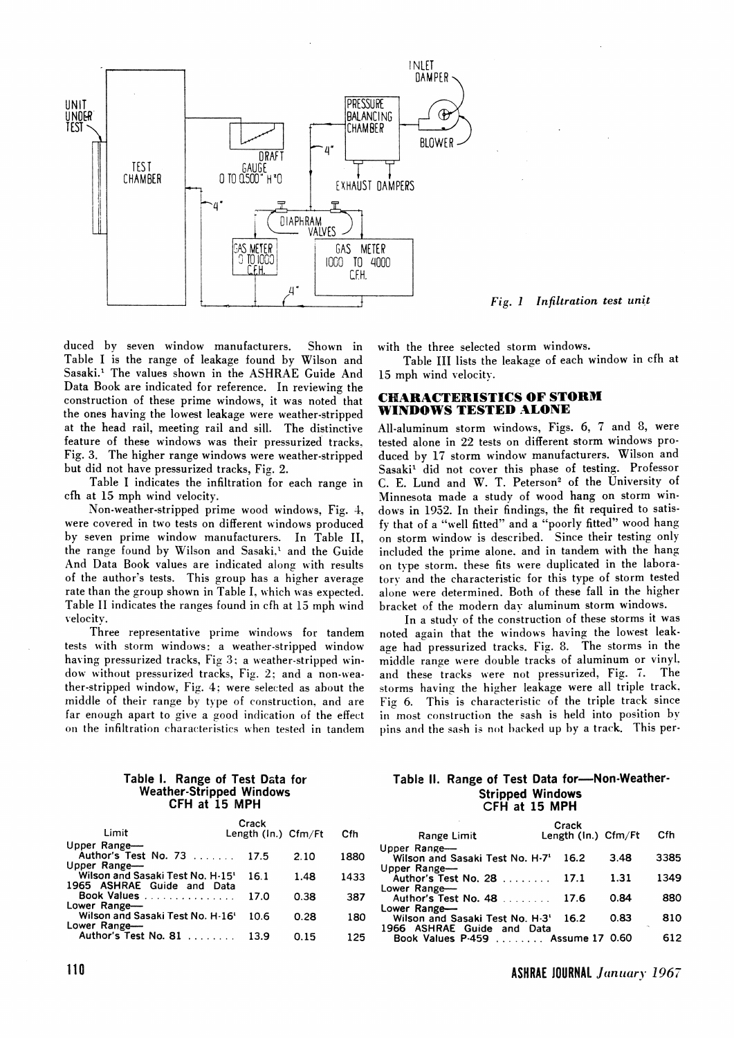Fig. 1 Infiltration test unit

duced by seven window manufacturers. Shown in Table I is the range of leakage found by Wilson and Sasaki.[1] The values shown in the ASHRAE Guide And Data Book are indicated for reference. In reviewing the construction of these prime windows, it was noted that the ones having the lowest leakage were weather-stripped at the head rail, meeting rail and sill. The distinctive feature of these windows was their pressurized tracks, Fig. 3. The higher range windows were weather-stripped but did not have pressurized tracks, Fig. 2.

Table I indicates the infiltration for each range in cfh at 15 mph wind velocity.

Non-weather-stripped prime wood windows, Fig. 4, were covered in two tests on different windows produced by seven prime window manufacturers. In Table II, the range found by Wilson and Sasaki,[1] and the Guide And Data Book values are indicated along with results of the author's tests. This group has a higher average rate than the group shown in Table I, which was expected. Table II indicates the ranges found in cfh at 15 mph wind velocity.

Three representative prime windows for tandem tests with storm windows: a weather-stripped window having pressurized tracks, Fig 3; a weather-stripped window without pressurized tracks, Fig. 2; and a non-weather-stripped window, Fig. 4; were selected as about the middle of their range by type of construction, and are far enough apart to give a good indication of the effect on the infiltration characteristics when tested in tandem with the three selected storm windows.

Table III lists the leakage of each window in cfh at 15 mph wind velocity.

## CHARACTERISTICS OF STORM WINDOWS TESTED ALONE

All-aluminum storm windows, Figs. 6, 7 and 8, were tested alone in 22 tests on different storm windows produced by 17 storm window manufacturers. Wilson and Sasaki[1] did not cover this phase of testing. Professor C. E. Lund and W. T. Peterson[2] of the University of Minnesota made a study of wood hang on storm windows in 1952. In their findings, the fit required to satisfy that of a "well fitted" and a "poorly fitted" wood hang on storm window is described. Since their testing only included the prime alone, and in tandem with the hang on type storm, these fits were duplicated in the laboratory and the characteristic for this type of storm tested alone were determined. Both of these fall in the higher bracket of the modern day aluminum storm windows.

In a study of the construction of these storms it was noted again that the windows having the lowest leakage had pressurized tracks, Fig. 8. The storms in the middle range were double tracks of aluminum or vinyl, and these tracks were not pressurized, Fig. 7. The storms having the higher leakage were all triple track, Fig 6. This is characteristic of the triple track since in most construction the sash is held into position by pins and the sash is not backed up by a track. This per-

**Table I. Range of Test Data for Weather-Stripped Windows CFH at 15 MPH**

| Limit | Crack Length (In.) | Cfm/Ft | Cfh |
|---|---|---|---|
| Upper Range— Author's Test No. 73 | 17.5 | 2.10 | 1880 |
| Upper Range— Wilson and Sasaki Test No. H-15[1] | 16.1 | 1.48 | 1433 |
| 1965 ASHRAE Guide and Data Book Values | 17.0 | 0.38 | 387 |
| Lower Range— Wilson and Sasaki Test No. H-16[1] | 10.6 | 0.28 | 180 |
| Lower Range— Author's Test No. 81 | 13.9 | 0.15 | 125 |

**Table II. Range of Test Data for—Non-Weather-Stripped Windows CFH at 15 MPH**

| Range Limit | Crack Length (In.) | Cfm/Ft | Cfh |
|---|---|---|---|
| Upper Range— Wilson and Sasaki Test No. H-7[1] | 16.2 | 3.48 | 3385 |
| Upper Range— Author's Test No. 28 | 17.1 | 1.31 | 1349 |
| Lower Range— Author's Test No. 48 | 17.6 | 0.84 | 880 |
| Lower Range— Wilson and Sasaki Test No. H-3[1] | 16.2 | 0.83 | 810 |
| 1966 ASHRAE Guide and Data Book Values P-459 | Assume 17 | 0.60 | 612 |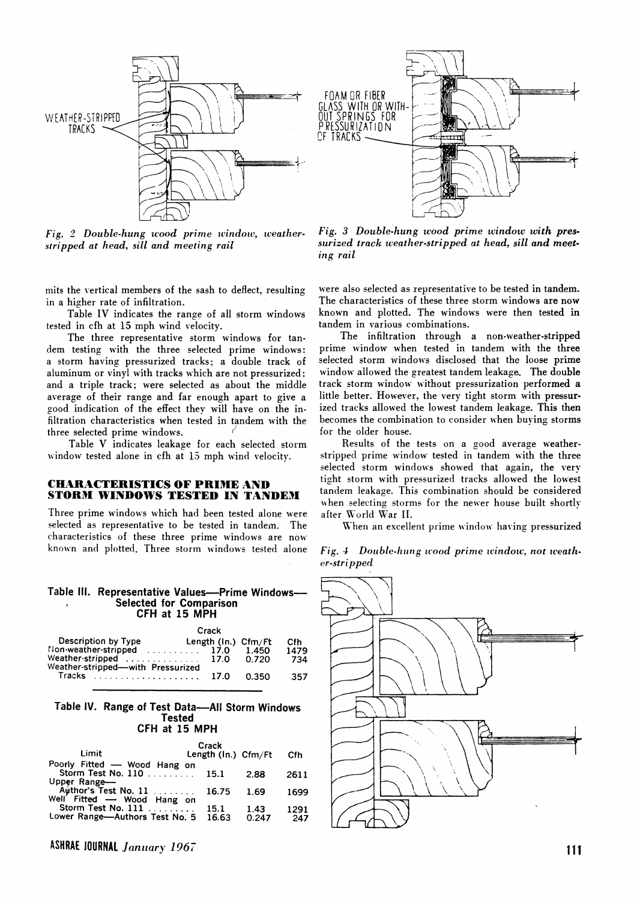WEATHER-STRIPPED TRACKS

*Fig. 2 Double-hung wood prime window, weather-stripped at head, sill and meeting rail*

FOAM OR FIBER GLASS WITH OR WITHOUT SPRINGS FOR PRESSURIZATION OF TRACKS

*Fig. 3 Double-hung wood prime window with pressurized track weather-stripped at head, sill and meeting rail*

mits the vertical members of the sash to deflect, resulting in a higher rate of infiltration.

Table IV indicates the range of all storm windows tested in cfh at 15 mph wind velocity.

The three representative storm windows for tandem testing with the three selected prime windows: a storm having pressurized tracks; a double track of aluminum or vinyl with tracks which are not pressurized; and a triple track; were selected as about the middle average of their range and far enough apart to give a good indication of the effect they will have on the infiltration characteristics when tested in tandem with the three selected prime windows.

Table V indicates leakage for each selected storm window tested alone in cfh at 15 mph wind velocity.

## CHARACTERISTICS OF PRIME AND STORM WINDOWS TESTED IN TANDEM

Three prime windows which had been tested alone were selected as representative to be tested in tandem. The characteristics of these three prime windows are now known and plotted. Three storm windows tested alone were also selected as representative to be tested in tandem. The characteristics of these three storm windows are now known and plotted. The windows were then tested in tandem in various combinations.

The infiltration through a non-weather-stripped prime window when tested in tandem with the three selected storm windows disclosed that the loose prime window allowed the greatest tandem leakage. The double track storm window without pressurization performed a little better. However, the very tight storm with pressurized tracks allowed the lowest tandem leakage. This then becomes the combination to consider when buying storms for the older house.

Results of the tests on a good average weather-stripped prime window tested in tandem with the three selected storm windows showed that again, the very tight storm with pressurized tracks allowed the lowest tandem leakage. This combination should be considered when selecting storms for the newer house built shortly after World War II.

When an excellent prime window having pressurized

**Table III. Representative Values—Prime Windows—Selected for Comparison CFH at 15 MPH**

| Description by Type | Crack Length (In.) | Cfm/Ft | Cfh |
|---|---|---|---|
| Non-weather-stripped | 17.0 | 1.450 | 1479 |
| Weather-stripped | 17.0 | 0.720 | 734 |
| Weather-stripped—with Pressurized Tracks | 17.0 | 0.350 | 357 |

**Table IV. Range of Test Data—All Storm Windows Tested CFH at 15 MPH**

| Limit | Crack Length (In.) | Cfm/Ft | Cfh |
|---|---|---|---|
| Poorly Fitted — Wood Hang on Storm Test No. 110 | 15.1 | 2.88 | 2611 |
| Upper Range—Author's Test No. 11 | 16.75 | 1.69 | 1699 |
| Well Fitted — Wood Hang on Storm Test No. 111 | 15.1 | 1.43 | 1291 |
| Lower Range—Authors Test No. 5 | 16.63 | 0.247 | 247 |

*Fig. 4 Double-hung wood prime window, not weather-stripped*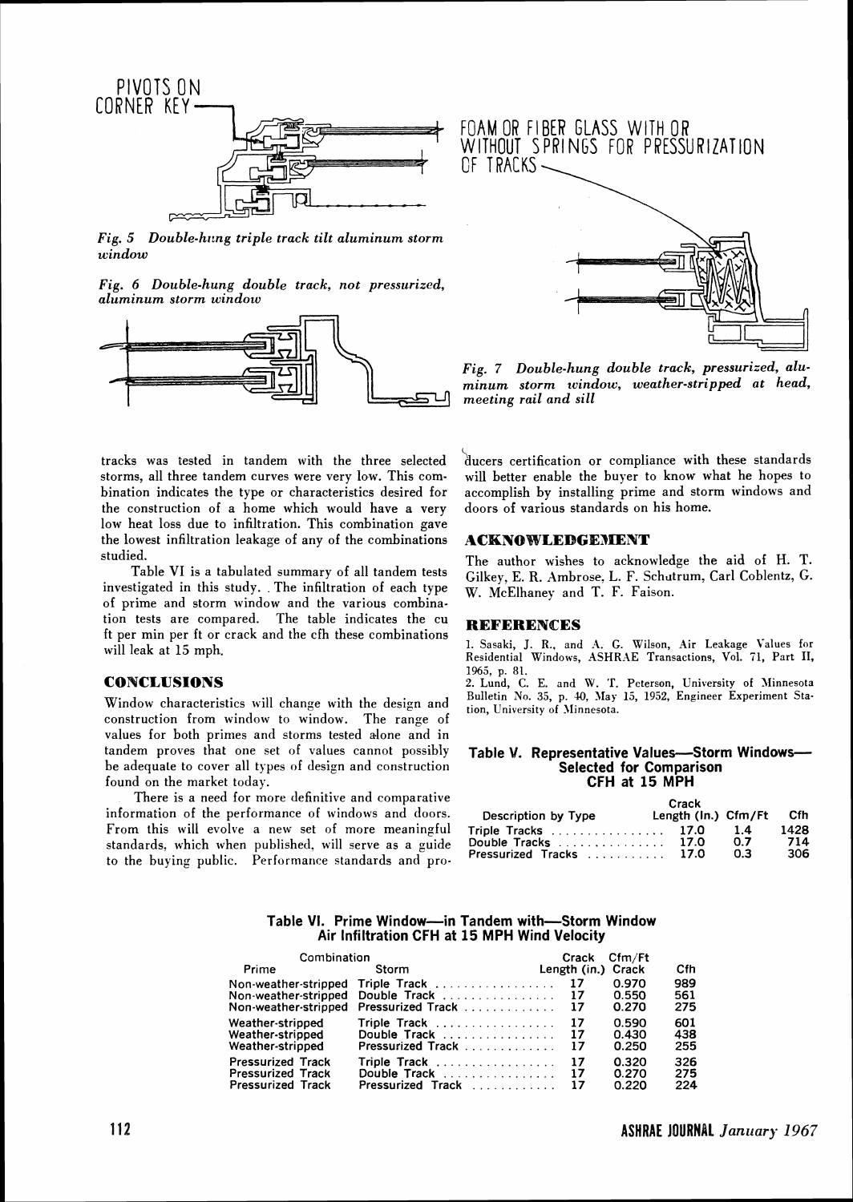PIVOTS ON CORNER KEY

*Fig. 5 Double-hung triple track tilt aluminum storm window*

*Fig. 6 Double-hung double track, not pressurized, aluminum storm window*

FOAM OR FIBER GLASS WITH OR WITHOUT SPRINGS FOR PRESSURIZATION OF TRACKS

*Fig. 7 Double-hung double track, pressurized, aluminum storm window, weather-stripped at head, meeting rail and sill*

tracks was tested in tandem with the three selected storms, all three tandem curves were very low. This combination indicates the type or characteristics desired for the construction of a home which would have a very low heat loss due to infiltration. This combination gave the lowest infiltration leakage of any of the combinations studied.

Table VI is a tabulated summary of all tandem tests investigated in this study. The infiltration of each type of prime and storm window and the various combination tests are compared. The table indicates the cu ft per min per ft or crack and the cfh these combinations will leak at 15 mph.

## CONCLUSIONS

Window characteristics will change with the design and construction from window to window. The range of values for both primes and storms tested alone and in tandem proves that one set of values cannot possibly be adequate to cover all types of design and construction found on the market today.

There is a need for more definitive and comparative information of the performance of windows and doors. From this will evolve a new set of more meaningful standards, which when published, will serve as a guide to the buying public. Performance standards and producers certification or compliance with these standards will better enable the buyer to know what he hopes to accomplish by installing prime and storm windows and doors of various standards on his home.

## ACKNOWLEDGEMENT

The author wishes to acknowledge the aid of H. T. Gilkey, E. R. Ambrose, L. F. Schutrum, Carl Coblentz, G. W. McElhaney and T. F. Faison.

## REFERENCES

1. Sasaki, J. R., and A. G. Wilson, Air Leakage Values for Residential Windows, ASHRAE Transactions, Vol. 71, Part II, 1965, p. 81.
2. Lund, C. E. and W. T. Peterson, University of Minnesota Bulletin No. 35, p. 40, May 15, 1952, Engineer Experiment Station, University of Minnesota.

**Table V. Representative Values—Storm Windows—Selected for Comparison CFH at 15 MPH**

| Description by Type | Crack Length (In.) | Cfm/Ft | Cfh |
|---|---|---|---|
| Triple Tracks | 17.0 | 1.4 | 1428 |
| Double Tracks | 17.0 | 0.7 | 714 |
| Pressurized Tracks | 17.0 | 0.3 | 306 |

**Table VI. Prime Window—in Tandem with—Storm Window Air Infiltration CFH at 15 MPH Wind Velocity**

| Combination | | Crack | Cfm/Ft | |
|---|---|---|---|---|
| Prime | Storm | Length (in.) | Crack | Cfh |
| Non-weather-stripped | Triple Track | 17 | 0.970 | 989 |
| Non-weather-stripped | Double Track | 17 | 0.550 | 561 |
| Non-weather-stripped | Pressurized Track | 17 | 0.270 | 275 |
| Weather-stripped | Triple Track | 17 | 0.590 | 601 |
| Weather-stripped | Double Track | 17 | 0.430 | 438 |
| Weather-stripped | Pressurized Track | 17 | 0.250 | 255 |
| Pressurized Track | Triple Track | 17 | 0.320 | 326 |
| Pressurized Track | Double Track | 17 | 0.270 | 275 |
| Pressurized Track | Pressurized Track | 17 | 0.220 | 224 |